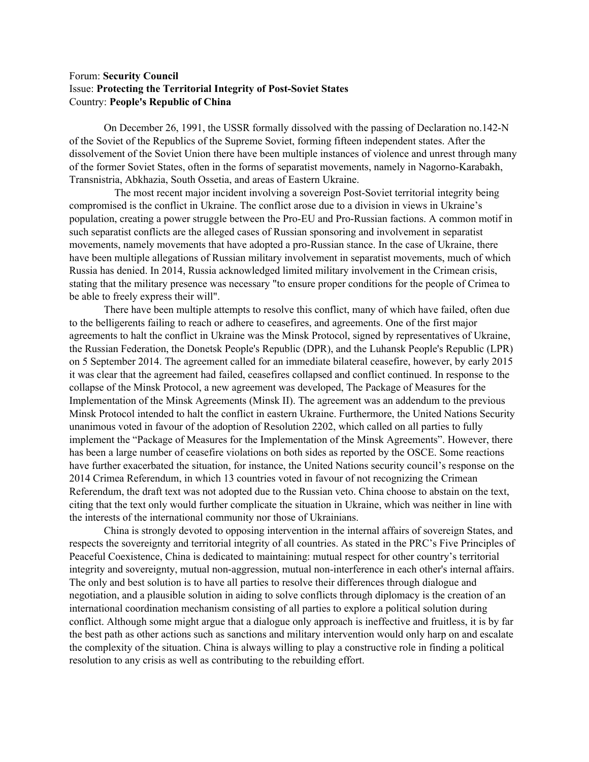Forum: **Security Council**
Issue: **Protecting the Territorial Integrity of Post-Soviet States**
Country: **People's Republic of China**

On December 26, 1991, the USSR formally dissolved with the passing of Declaration no.142-N of the Soviet of the Republics of the Supreme Soviet, forming fifteen independent states. After the dissolvement of the Soviet Union there have been multiple instances of violence and unrest through many of the former Soviet States, often in the forms of separatist movements, namely in Nagorno-Karabakh, Transnistria, Abkhazia, South Ossetia, and areas of Eastern Ukraine.

The most recent major incident involving a sovereign Post-Soviet territorial integrity being compromised is the conflict in Ukraine. The conflict arose due to a division in views in Ukraine's population, creating a power struggle between the Pro-EU and Pro-Russian factions. A common motif in such separatist conflicts are the alleged cases of Russian sponsoring and involvement in separatist movements, namely movements that have adopted a pro-Russian stance. In the case of Ukraine, there have been multiple allegations of Russian military involvement in separatist movements, much of which Russia has denied. In 2014, Russia acknowledged limited military involvement in the Crimean crisis, stating that the military presence was necessary "to ensure proper conditions for the people of Crimea to be able to freely express their will".

There have been multiple attempts to resolve this conflict, many of which have failed, often due to the belligerents failing to reach or adhere to ceasefires, and agreements. One of the first major agreements to halt the conflict in Ukraine was the Minsk Protocol, signed by representatives of Ukraine, the Russian Federation, the Donetsk People's Republic (DPR), and the Luhansk People's Republic (LPR) on 5 September 2014. The agreement called for an immediate bilateral ceasefire, however, by early 2015 it was clear that the agreement had failed, ceasefires collapsed and conflict continued. In response to the collapse of the Minsk Protocol, a new agreement was developed, The Package of Measures for the Implementation of the Minsk Agreements (Minsk II). The agreement was an addendum to the previous Minsk Protocol intended to halt the conflict in eastern Ukraine. Furthermore, the United Nations Security unanimous voted in favour of the adoption of Resolution 2202, which called on all parties to fully implement the "Package of Measures for the Implementation of the Minsk Agreements". However, there has been a large number of ceasefire violations on both sides as reported by the OSCE. Some reactions have further exacerbated the situation, for instance, the United Nations security council's response on the 2014 Crimea Referendum, in which 13 countries voted in favour of not recognizing the Crimean Referendum, the draft text was not adopted due to the Russian veto. China choose to abstain on the text, citing that the text only would further complicate the situation in Ukraine, which was neither in line with the interests of the international community nor those of Ukrainians.

China is strongly devoted to opposing intervention in the internal affairs of sovereign States, and respects the sovereignty and territorial integrity of all countries. As stated in the PRC's Five Principles of Peaceful Coexistence, China is dedicated to maintaining: mutual respect for other country's territorial integrity and sovereignty, mutual non-aggression, mutual non-interference in each other's internal affairs. The only and best solution is to have all parties to resolve their differences through dialogue and negotiation, and a plausible solution in aiding to solve conflicts through diplomacy is the creation of an international coordination mechanism consisting of all parties to explore a political solution during conflict. Although some might argue that a dialogue only approach is ineffective and fruitless, it is by far the best path as other actions such as sanctions and military intervention would only harp on and escalate the complexity of the situation. China is always willing to play a constructive role in finding a political resolution to any crisis as well as contributing to the rebuilding effort.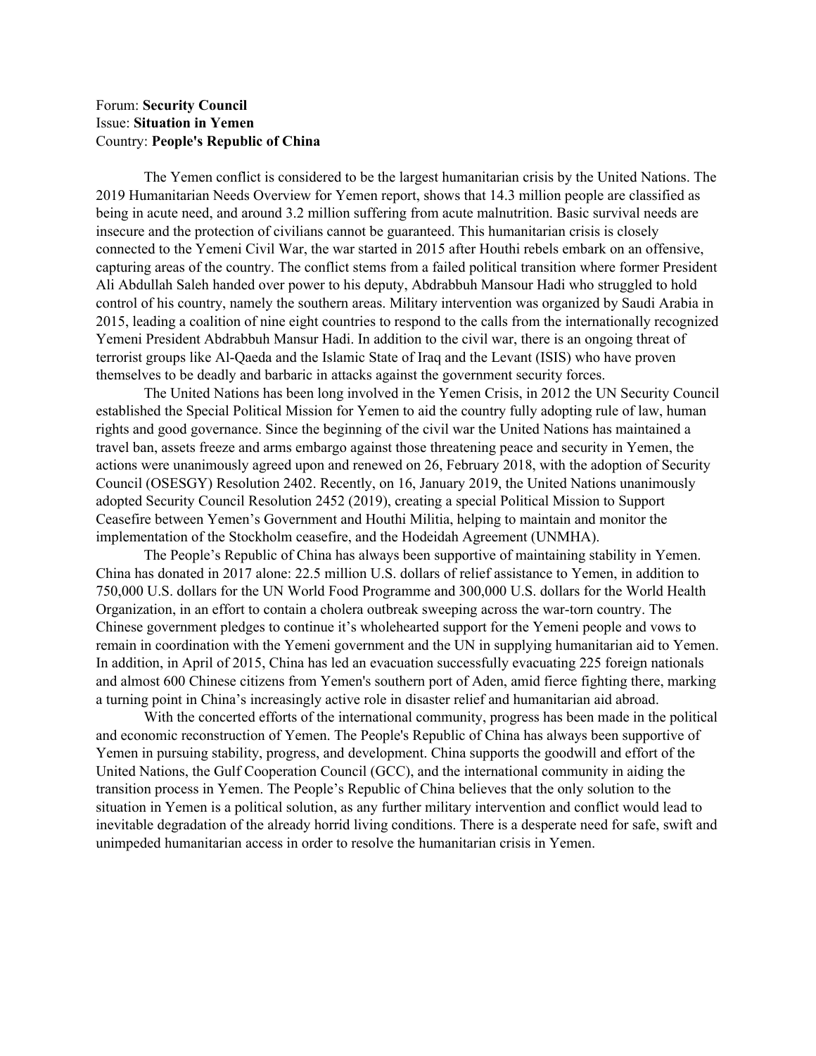Forum: **Security Council**
Issue: **Situation in Yemen**
Country: **People's Republic of China**

The Yemen conflict is considered to be the largest humanitarian crisis by the United Nations. The 2019 Humanitarian Needs Overview for Yemen report, shows that 14.3 million people are classified as being in acute need, and around 3.2 million suffering from acute malnutrition. Basic survival needs are insecure and the protection of civilians cannot be guaranteed. This humanitarian crisis is closely connected to the Yemeni Civil War, the war started in 2015 after Houthi rebels embark on an offensive, capturing areas of the country. The conflict stems from a failed political transition where former President Ali Abdullah Saleh handed over power to his deputy, Abdrabbuh Mansour Hadi who struggled to hold control of his country, namely the southern areas. Military intervention was organized by Saudi Arabia in 2015, leading a coalition of nine eight countries to respond to the calls from the internationally recognized Yemeni President Abdrabbuh Mansur Hadi. In addition to the civil war, there is an ongoing threat of terrorist groups like Al-Qaeda and the Islamic State of Iraq and the Levant (ISIS) who have proven themselves to be deadly and barbaric in attacks against the government security forces.

The United Nations has been long involved in the Yemen Crisis, in 2012 the UN Security Council established the Special Political Mission for Yemen to aid the country fully adopting rule of law, human rights and good governance. Since the beginning of the civil war the United Nations has maintained a travel ban, assets freeze and arms embargo against those threatening peace and security in Yemen, the actions were unanimously agreed upon and renewed on 26, February 2018, with the adoption of Security Council (OSESGY) Resolution 2402. Recently, on 16, January 2019, the United Nations unanimously adopted Security Council Resolution 2452 (2019), creating a special Political Mission to Support Ceasefire between Yemen's Government and Houthi Militia, helping to maintain and monitor the implementation of the Stockholm ceasefire, and the Hodeidah Agreement (UNMHA).

The People's Republic of China has always been supportive of maintaining stability in Yemen. China has donated in 2017 alone: 22.5 million U.S. dollars of relief assistance to Yemen, in addition to 750,000 U.S. dollars for the UN World Food Programme and 300,000 U.S. dollars for the World Health Organization, in an effort to contain a cholera outbreak sweeping across the war-torn country. The Chinese government pledges to continue it's wholehearted support for the Yemeni people and vows to remain in coordination with the Yemeni government and the UN in supplying humanitarian aid to Yemen. In addition, in April of 2015, China has led an evacuation successfully evacuating 225 foreign nationals and almost 600 Chinese citizens from Yemen's southern port of Aden, amid fierce fighting there, marking a turning point in China's increasingly active role in disaster relief and humanitarian aid abroad.

With the concerted efforts of the international community, progress has been made in the political and economic reconstruction of Yemen. The People's Republic of China has always been supportive of Yemen in pursuing stability, progress, and development. China supports the goodwill and effort of the United Nations, the Gulf Cooperation Council (GCC), and the international community in aiding the transition process in Yemen. The People's Republic of China believes that the only solution to the situation in Yemen is a political solution, as any further military intervention and conflict would lead to inevitable degradation of the already horrid living conditions. There is a desperate need for safe, swift and unimpeded humanitarian access in order to resolve the humanitarian crisis in Yemen.